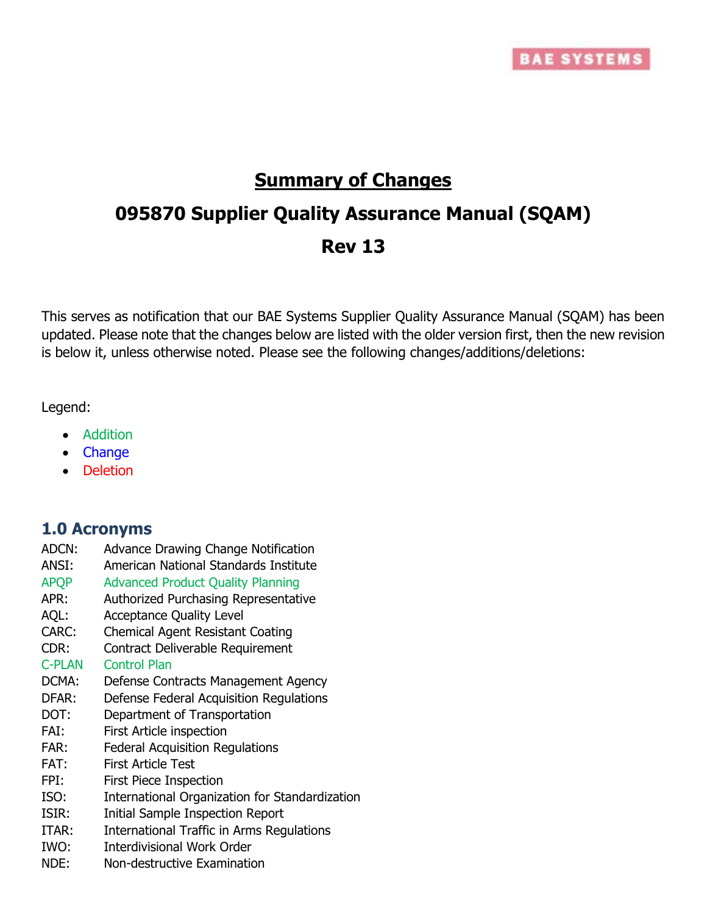# Summary of Changes

# 095870 Supplier Quality Assurance Manual (SQAM)

# Rev 13

This serves as notification that our BAE Systems Supplier Quality Assurance Manual (SQAM) has been updated. Please note that the changes below are listed with the older version first, then the new revision is below it, unless otherwise noted. Please see the following changes/additions/deletions:

Legend:

- Addition
- Change
- Deletion

## 1.0 Acronyms

ADCN: Advance Drawing Change Notification
ANSI: American National Standards Institute
APQP Advanced Product Quality Planning
APR: Authorized Purchasing Representative
AQL: Acceptance Quality Level
CARC: Chemical Agent Resistant Coating
CDR: Contract Deliverable Requirement
C-PLAN Control Plan
DCMA: Defense Contracts Management Agency
DFAR: Defense Federal Acquisition Regulations
DOT: Department of Transportation
FAI: First Article inspection
FAR: Federal Acquisition Regulations
FAT: First Article Test
FPI: First Piece Inspection
ISO: International Organization for Standardization
ISIR: Initial Sample Inspection Report
ITAR: International Traffic in Arms Regulations
IWO: Interdivisional Work Order
NDE: Non-destructive Examination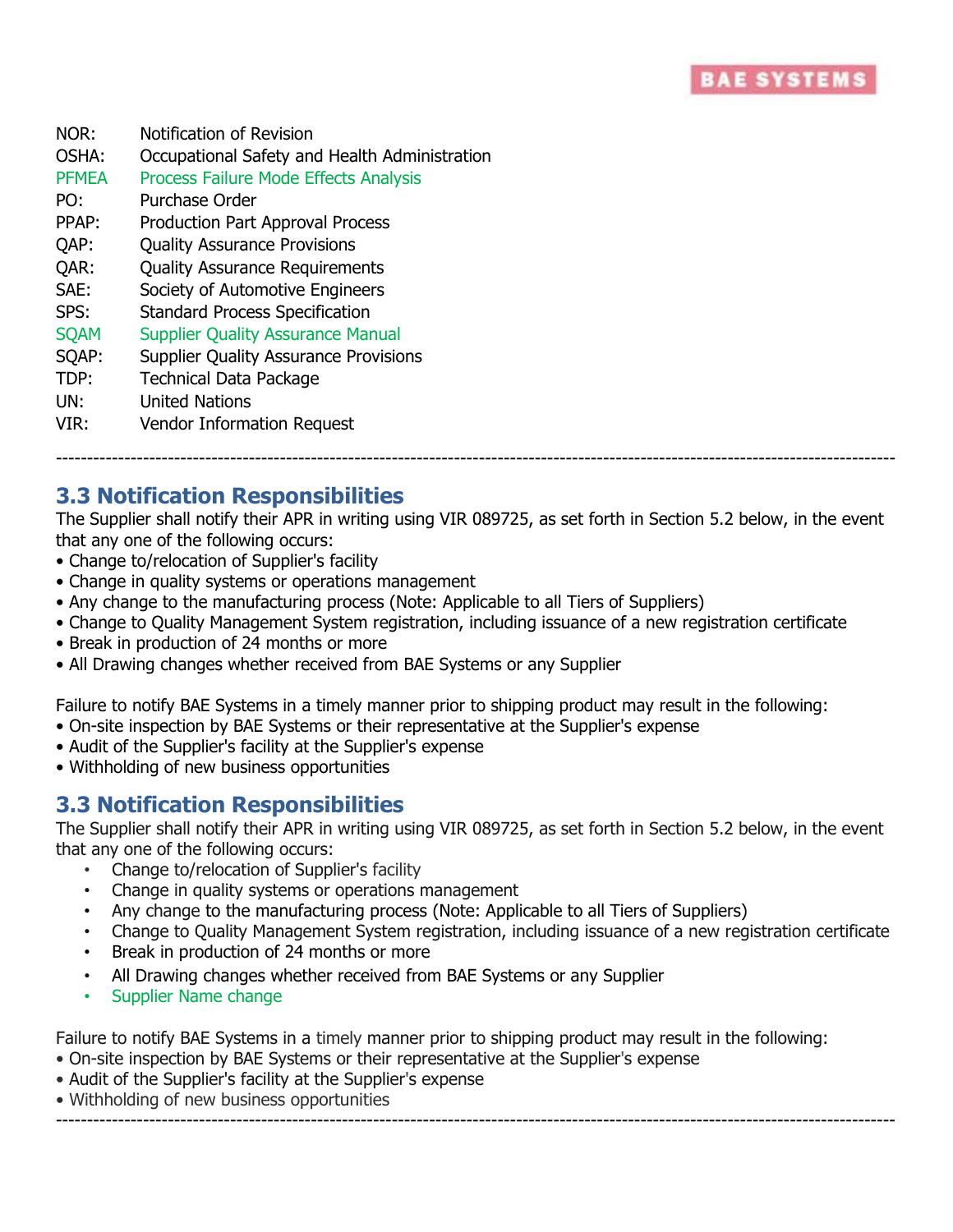| | |
|---|---|
| NOR: | Notification of Revision |
| OSHA: | Occupational Safety and Health Administration |
| PFMEA | Process Failure Mode Effects Analysis |
| PO: | Purchase Order |
| PPAP: | Production Part Approval Process |
| QAP: | Quality Assurance Provisions |
| QAR: | Quality Assurance Requirements |
| SAE: | Society of Automotive Engineers |
| SPS: | Standard Process Specification |
| SQAM | Supplier Quality Assurance Manual |
| SQAP: | Supplier Quality Assurance Provisions |
| TDP: | Technical Data Package |
| UN: | United Nations |
| VIR: | Vendor Information Request |

---

## 3.3 Notification Responsibilities

The Supplier shall notify their APR in writing using VIR 089725, as set forth in Section 5.2 below, in the event that any one of the following occurs:

- Change to/relocation of Supplier's facility
- Change in quality systems or operations management
- Any change to the manufacturing process (Note: Applicable to all Tiers of Suppliers)
- Change to Quality Management System registration, including issuance of a new registration certificate
- Break in production of 24 months or more
- All Drawing changes whether received from BAE Systems or any Supplier

Failure to notify BAE Systems in a timely manner prior to shipping product may result in the following:

- On-site inspection by BAE Systems or their representative at the Supplier's expense
- Audit of the Supplier's facility at the Supplier's expense
- Withholding of new business opportunities

## 3.3 Notification Responsibilities

The Supplier shall notify their APR in writing using VIR 089725, as set forth in Section 5.2 below, in the event that any one of the following occurs:

- Change to/relocation of Supplier's facility
- Change in quality systems or operations management
- Any change to the manufacturing process (Note: Applicable to all Tiers of Suppliers)
- Change to Quality Management System registration, including issuance of a new registration certificate
- Break in production of 24 months or more
- All Drawing changes whether received from BAE Systems or any Supplier
- Supplier Name change

Failure to notify BAE Systems in a timely manner prior to shipping product may result in the following:

- On-site inspection by BAE Systems or their representative at the Supplier's expense
- Audit of the Supplier's facility at the Supplier's expense
- Withholding of new business opportunities

---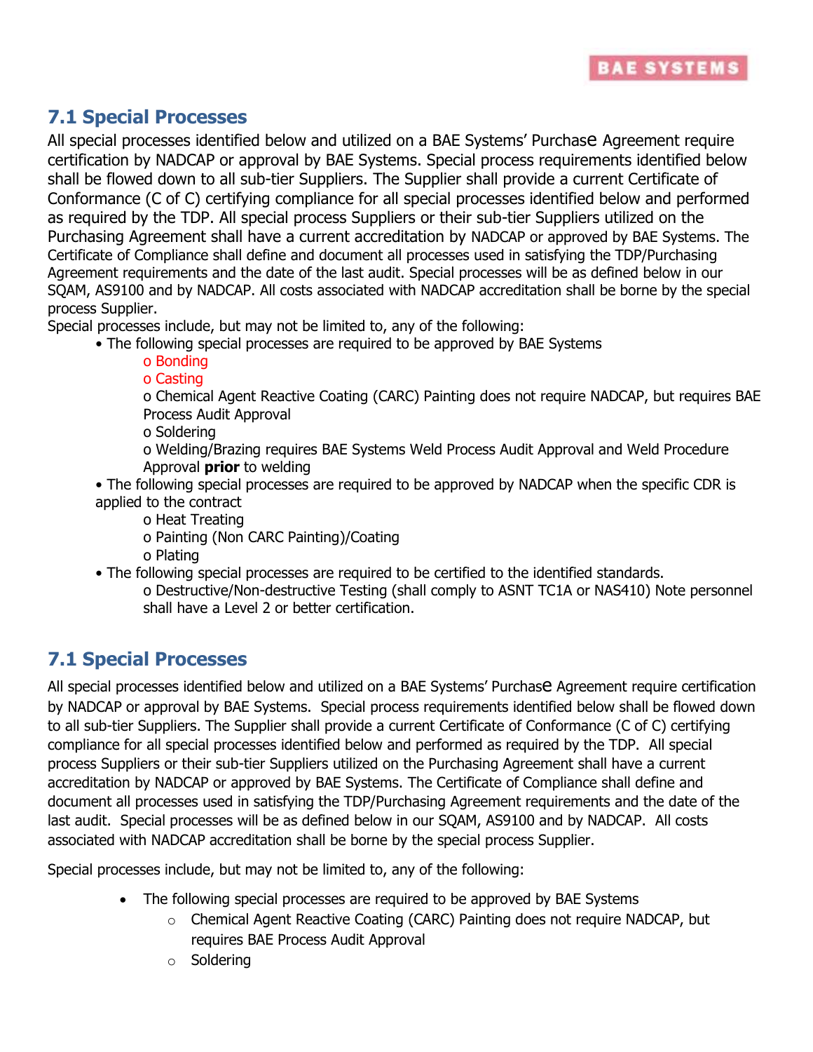## 7.1 Special Processes

All special processes identified below and utilized on a BAE Systems' Purchase Agreement require certification by NADCAP or approval by BAE Systems. Special process requirements identified below shall be flowed down to all sub-tier Suppliers. The Supplier shall provide a current Certificate of Conformance (C of C) certifying compliance for all special processes identified below and performed as required by the TDP. All special process Suppliers or their sub-tier Suppliers utilized on the Purchasing Agreement shall have a current accreditation by NADCAP or approved by BAE Systems. The Certificate of Compliance shall define and document all processes used in satisfying the TDP/Purchasing Agreement requirements and the date of the last audit. Special processes will be as defined below in our SQAM, AS9100 and by NADCAP. All costs associated with NADCAP accreditation shall be borne by the special process Supplier.

Special processes include, but may not be limited to, any of the following:

- The following special processes are required to be approved by BAE Systems
  - Bonding
  - Casting
  - Chemical Agent Reactive Coating (CARC) Painting does not require NADCAP, but requires BAE Process Audit Approval
  - Soldering
  - Welding/Brazing requires BAE Systems Weld Process Audit Approval and Weld Procedure Approval **prior** to welding
- The following special processes are required to be approved by NADCAP when the specific CDR is applied to the contract
  - Heat Treating
  - Painting (Non CARC Painting)/Coating
  - Plating
- The following special processes are required to be certified to the identified standards.
  - Destructive/Non-destructive Testing (shall comply to ASNT TC1A or NAS410) Note personnel shall have a Level 2 or better certification.

## 7.1 Special Processes

All special processes identified below and utilized on a BAE Systems' Purchase Agreement require certification by NADCAP or approval by BAE Systems. Special process requirements identified below shall be flowed down to all sub-tier Suppliers. The Supplier shall provide a current Certificate of Conformance (C of C) certifying compliance for all special processes identified below and performed as required by the TDP. All special process Suppliers or their sub-tier Suppliers utilized on the Purchasing Agreement shall have a current accreditation by NADCAP or approved by BAE Systems. The Certificate of Compliance shall define and document all processes used in satisfying the TDP/Purchasing Agreement requirements and the date of the last audit. Special processes will be as defined below in our SQAM, AS9100 and by NADCAP. All costs associated with NADCAP accreditation shall be borne by the special process Supplier.

Special processes include, but may not be limited to, any of the following:

- The following special processes are required to be approved by BAE Systems
  - Chemical Agent Reactive Coating (CARC) Painting does not require NADCAP, but requires BAE Process Audit Approval
  - Soldering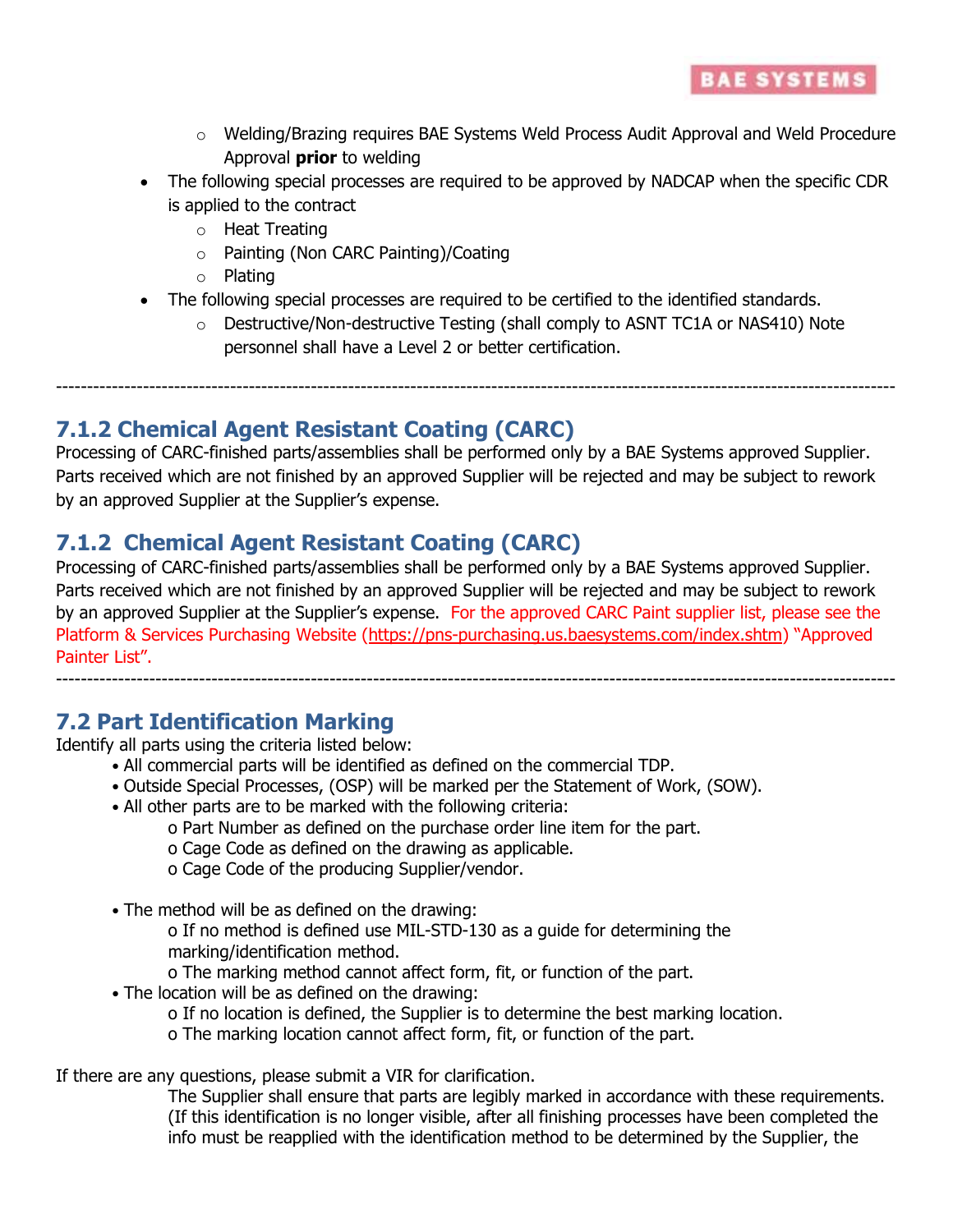- Welding/Brazing requires BAE Systems Weld Process Audit Approval and Weld Procedure Approval **prior** to welding
- The following special processes are required to be approved by NADCAP when the specific CDR is applied to the contract
  - Heat Treating
  - Painting (Non CARC Painting)/Coating
  - Plating
- The following special processes are required to be certified to the identified standards.
  - Destructive/Non-destructive Testing (shall comply to ASNT TC1A or NAS410) Note personnel shall have a Level 2 or better certification.

---

## 7.1.2 Chemical Agent Resistant Coating (CARC)

Processing of CARC-finished parts/assemblies shall be performed only by a BAE Systems approved Supplier. Parts received which are not finished by an approved Supplier will be rejected and may be subject to rework by an approved Supplier at the Supplier's expense.

## 7.1.2 Chemical Agent Resistant Coating (CARC)

Processing of CARC-finished parts/assemblies shall be performed only by a BAE Systems approved Supplier. Parts received which are not finished by an approved Supplier will be rejected and may be subject to rework by an approved Supplier at the Supplier's expense. For the approved CARC Paint supplier list, please see the Platform & Services Purchasing Website (https://pns-purchasing.us.baesystems.com/index.shtm) "Approved Painter List".

---

## 7.2 Part Identification Marking

Identify all parts using the criteria listed below:

- All commercial parts will be identified as defined on the commercial TDP.
- Outside Special Processes, (OSP) will be marked per the Statement of Work, (SOW).
- All other parts are to be marked with the following criteria:
  - Part Number as defined on the purchase order line item for the part.
  - Cage Code as defined on the drawing as applicable.
  - Cage Code of the producing Supplier/vendor.

- The method will be as defined on the drawing:
  - If no method is defined use MIL-STD-130 as a guide for determining the marking/identification method.
  - The marking method cannot affect form, fit, or function of the part.
- The location will be as defined on the drawing:
  - If no location is defined, the Supplier is to determine the best marking location.
  - The marking location cannot affect form, fit, or function of the part.

If there are any questions, please submit a VIR for clarification.

The Supplier shall ensure that parts are legibly marked in accordance with these requirements. (If this identification is no longer visible, after all finishing processes have been completed the info must be reapplied with the identification method to be determined by the Supplier, the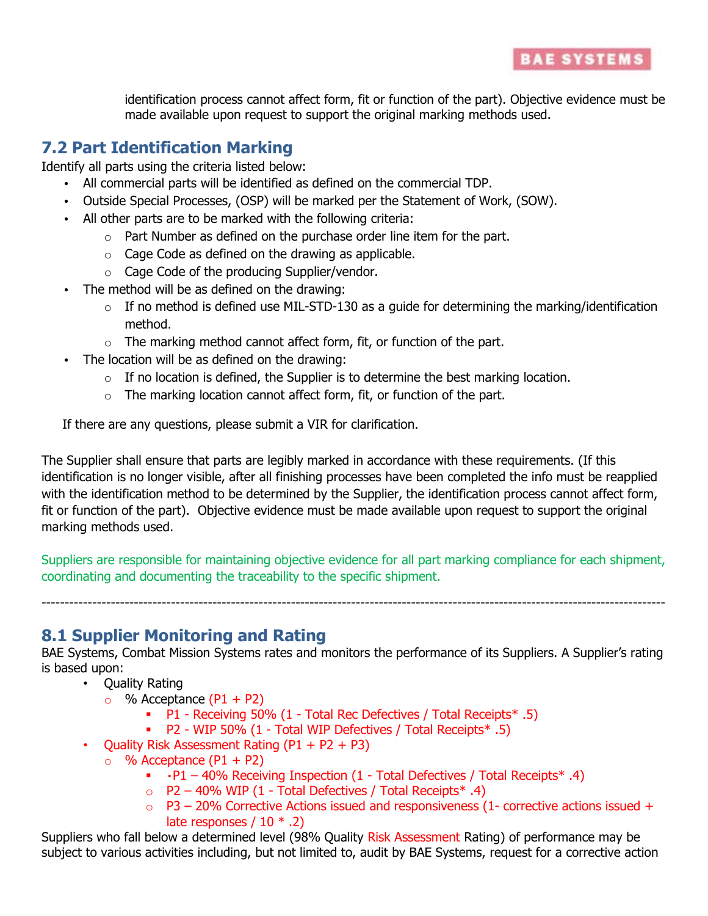identification process cannot affect form, fit or function of the part). Objective evidence must be made available upon request to support the original marking methods used.

## 7.2 Part Identification Marking

Identify all parts using the criteria listed below:

- All commercial parts will be identified as defined on the commercial TDP.
- Outside Special Processes, (OSP) will be marked per the Statement of Work, (SOW).
- All other parts are to be marked with the following criteria:
  - Part Number as defined on the purchase order line item for the part.
  - Cage Code as defined on the drawing as applicable.
  - Cage Code of the producing Supplier/vendor.
- The method will be as defined on the drawing:
  - If no method is defined use MIL-STD-130 as a guide for determining the marking/identification method.
  - The marking method cannot affect form, fit, or function of the part.
- The location will be as defined on the drawing:
  - If no location is defined, the Supplier is to determine the best marking location.
  - The marking location cannot affect form, fit, or function of the part.

If there are any questions, please submit a VIR for clarification.

The Supplier shall ensure that parts are legibly marked in accordance with these requirements. (If this identification is no longer visible, after all finishing processes have been completed the info must be reapplied with the identification method to be determined by the Supplier, the identification process cannot affect form, fit or function of the part). Objective evidence must be made available upon request to support the original marking methods used.

Suppliers are responsible for maintaining objective evidence for all part marking compliance for each shipment, coordinating and documenting the traceability to the specific shipment.

---

## 8.1 Supplier Monitoring and Rating

BAE Systems, Combat Mission Systems rates and monitors the performance of its Suppliers. A Supplier's rating is based upon:

- Quality Rating
  - % Acceptance (P1 + P2)
    - P1 - Receiving 50% (1 - Total Rec Defectives / Total Receipts* .5)
    - P2 - WIP 50% (1 - Total WIP Defectives / Total Receipts* .5)
- Quality Risk Assessment Rating (P1 + P2 + P3)
  - % Acceptance (P1 + P2)
    - •P1 – 40% Receiving Inspection (1 - Total Defectives / Total Receipts* .4)
  - P2 – 40% WIP (1 - Total Defectives / Total Receipts* .4)
  - P3 – 20% Corrective Actions issued and responsiveness (1- corrective actions issued + late responses / 10 * .2)

Suppliers who fall below a determined level (98% Quality Risk Assessment Rating) of performance may be subject to various activities including, but not limited to, audit by BAE Systems, request for a corrective action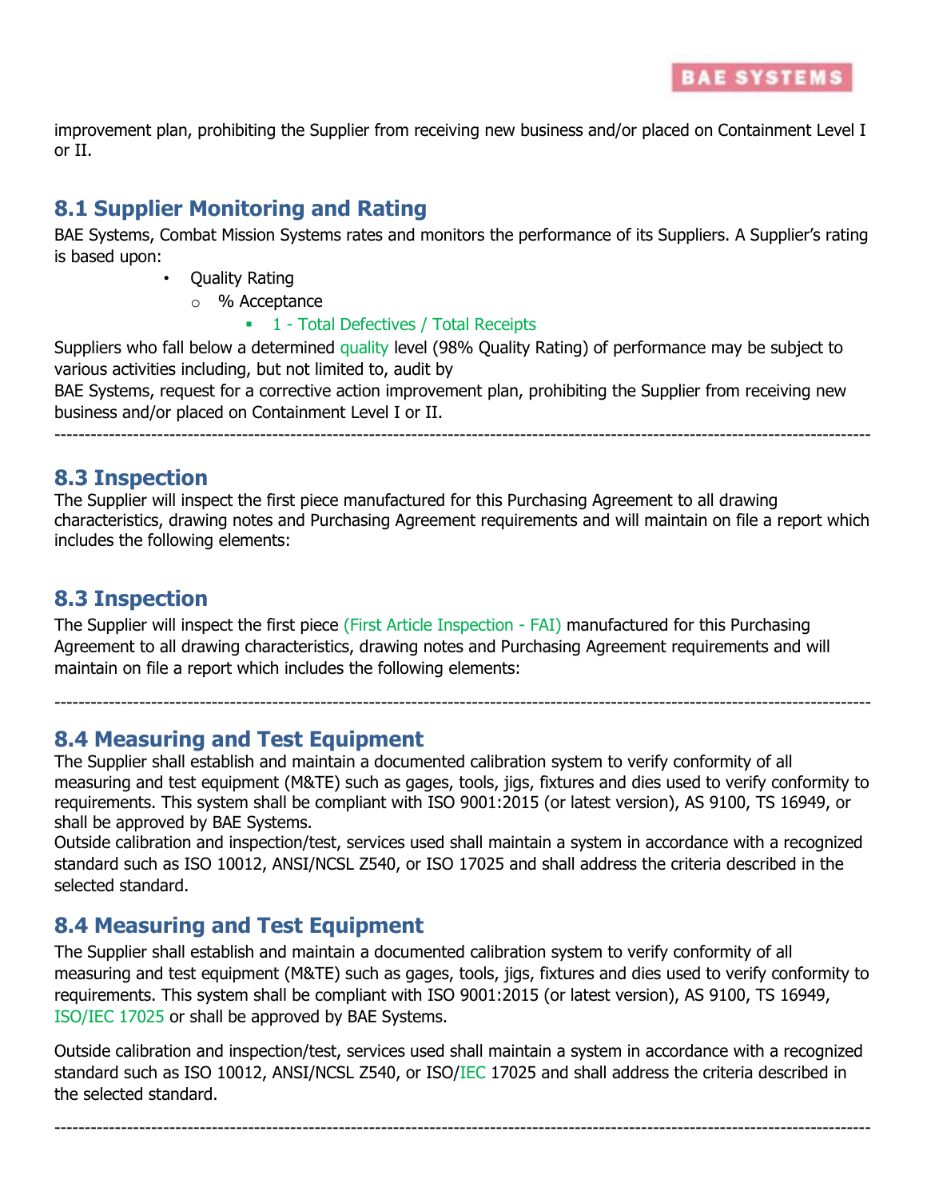improvement plan, prohibiting the Supplier from receiving new business and/or placed on Containment Level I or II.

## 8.1 Supplier Monitoring and Rating

BAE Systems, Combat Mission Systems rates and monitors the performance of its Suppliers. A Supplier's rating is based upon:

- Quality Rating
  - % Acceptance
    - 1 - Total Defectives / Total Receipts

Suppliers who fall below a determined quality level (98% Quality Rating) of performance may be subject to various activities including, but not limited to, audit by
BAE Systems, request for a corrective action improvement plan, prohibiting the Supplier from receiving new business and/or placed on Containment Level I or II.

---

## 8.3 Inspection

The Supplier will inspect the first piece manufactured for this Purchasing Agreement to all drawing characteristics, drawing notes and Purchasing Agreement requirements and will maintain on file a report which includes the following elements:

## 8.3 Inspection

The Supplier will inspect the first piece (First Article Inspection - FAI) manufactured for this Purchasing Agreement to all drawing characteristics, drawing notes and Purchasing Agreement requirements and will maintain on file a report which includes the following elements:

---

## 8.4 Measuring and Test Equipment

The Supplier shall establish and maintain a documented calibration system to verify conformity of all measuring and test equipment (M&TE) such as gages, tools, jigs, fixtures and dies used to verify conformity to requirements. This system shall be compliant with ISO 9001:2015 (or latest version), AS 9100, TS 16949, or shall be approved by BAE Systems.
Outside calibration and inspection/test, services used shall maintain a system in accordance with a recognized standard such as ISO 10012, ANSI/NCSL Z540, or ISO 17025 and shall address the criteria described in the selected standard.

## 8.4 Measuring and Test Equipment

The Supplier shall establish and maintain a documented calibration system to verify conformity of all measuring and test equipment (M&TE) such as gages, tools, jigs, fixtures and dies used to verify conformity to requirements. This system shall be compliant with ISO 9001:2015 (or latest version), AS 9100, TS 16949, ISO/IEC 17025 or shall be approved by BAE Systems.

Outside calibration and inspection/test, services used shall maintain a system in accordance with a recognized standard such as ISO 10012, ANSI/NCSL Z540, or ISO/IEC 17025 and shall address the criteria described in the selected standard.

---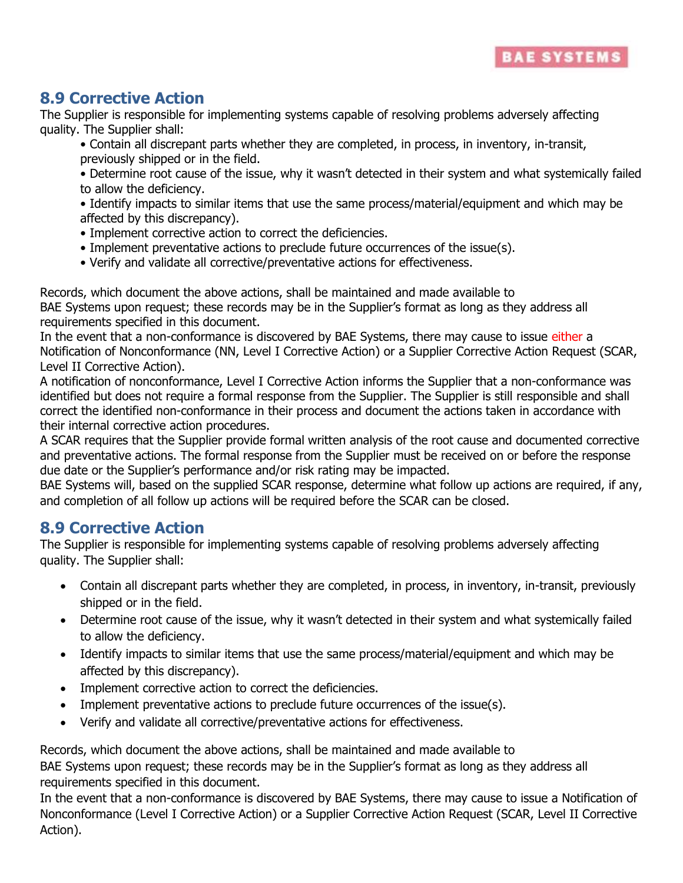## 8.9 Corrective Action

The Supplier is responsible for implementing systems capable of resolving problems adversely affecting quality. The Supplier shall:

- Contain all discrepant parts whether they are completed, in process, in inventory, in-transit, previously shipped or in the field.
- Determine root cause of the issue, why it wasn't detected in their system and what systemically failed to allow the deficiency.
- Identify impacts to similar items that use the same process/material/equipment and which may be affected by this discrepancy).
- Implement corrective action to correct the deficiencies.
- Implement preventative actions to preclude future occurrences of the issue(s).
- Verify and validate all corrective/preventative actions for effectiveness.

Records, which document the above actions, shall be maintained and made available to BAE Systems upon request; these records may be in the Supplier's format as long as they address all requirements specified in this document.

In the event that a non-conformance is discovered by BAE Systems, there may cause to issue either a Notification of Nonconformance (NN, Level I Corrective Action) or a Supplier Corrective Action Request (SCAR, Level II Corrective Action).

A notification of nonconformance, Level I Corrective Action informs the Supplier that a non-conformance was identified but does not require a formal response from the Supplier. The Supplier is still responsible and shall correct the identified non-conformance in their process and document the actions taken in accordance with their internal corrective action procedures.

A SCAR requires that the Supplier provide formal written analysis of the root cause and documented corrective and preventative actions. The formal response from the Supplier must be received on or before the response due date or the Supplier's performance and/or risk rating may be impacted.

BAE Systems will, based on the supplied SCAR response, determine what follow up actions are required, if any, and completion of all follow up actions will be required before the SCAR can be closed.

## 8.9 Corrective Action

The Supplier is responsible for implementing systems capable of resolving problems adversely affecting quality. The Supplier shall:

- Contain all discrepant parts whether they are completed, in process, in inventory, in-transit, previously shipped or in the field.
- Determine root cause of the issue, why it wasn't detected in their system and what systemically failed to allow the deficiency.
- Identify impacts to similar items that use the same process/material/equipment and which may be affected by this discrepancy).
- Implement corrective action to correct the deficiencies.
- Implement preventative actions to preclude future occurrences of the issue(s).
- Verify and validate all corrective/preventative actions for effectiveness.

Records, which document the above actions, shall be maintained and made available to BAE Systems upon request; these records may be in the Supplier's format as long as they address all requirements specified in this document.

In the event that a non-conformance is discovered by BAE Systems, there may cause to issue a Notification of Nonconformance (Level I Corrective Action) or a Supplier Corrective Action Request (SCAR, Level II Corrective Action).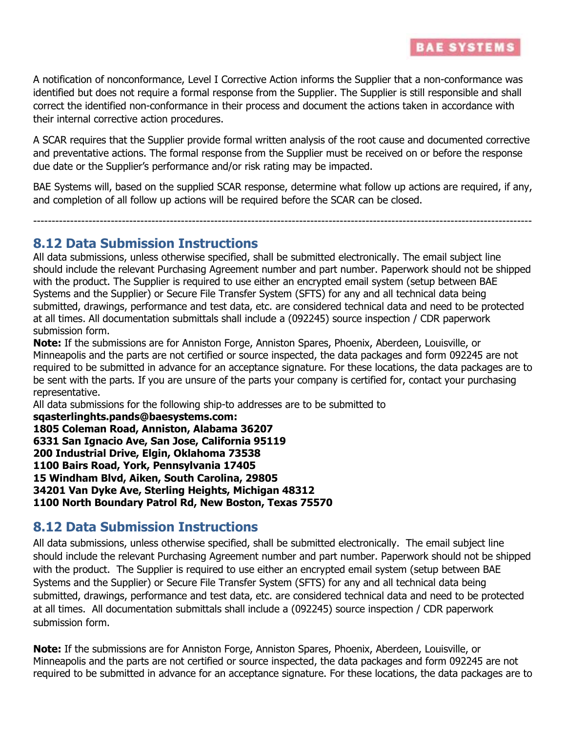A notification of nonconformance, Level I Corrective Action informs the Supplier that a non-conformance was identified but does not require a formal response from the Supplier. The Supplier is still responsible and shall correct the identified non-conformance in their process and document the actions taken in accordance with their internal corrective action procedures.

A SCAR requires that the Supplier provide formal written analysis of the root cause and documented corrective and preventative actions. The formal response from the Supplier must be received on or before the response due date or the Supplier's performance and/or risk rating may be impacted.

BAE Systems will, based on the supplied SCAR response, determine what follow up actions are required, if any, and completion of all follow up actions will be required before the SCAR can be closed.

---

## 8.12 Data Submission Instructions

All data submissions, unless otherwise specified, shall be submitted electronically. The email subject line should include the relevant Purchasing Agreement number and part number. Paperwork should not be shipped with the product. The Supplier is required to use either an encrypted email system (setup between BAE Systems and the Supplier) or Secure File Transfer System (SFTS) for any and all technical data being submitted, drawings, performance and test data, etc. are considered technical data and need to be protected at all times. All documentation submittals shall include a (092245) source inspection / CDR paperwork submission form.

**Note:** If the submissions are for Anniston Forge, Anniston Spares, Phoenix, Aberdeen, Louisville, or Minneapolis and the parts are not certified or source inspected, the data packages and form 092245 are not required to be submitted in advance for an acceptance signature. For these locations, the data packages are to be sent with the parts. If you are unsure of the parts your company is certified for, contact your purchasing representative.

All data submissions for the following ship-to addresses are to be submitted to

**sqasterlinghts.pands@baesystems.com:**
**1805 Coleman Road, Anniston, Alabama 36207**
**6331 San Ignacio Ave, San Jose, California 95119**
**200 Industrial Drive, Elgin, Oklahoma 73538**
**1100 Bairs Road, York, Pennsylvania 17405**
**15 Windham Blvd, Aiken, South Carolina, 29805**
**34201 Van Dyke Ave, Sterling Heights, Michigan 48312**
**1100 North Boundary Patrol Rd, New Boston, Texas 75570**

## 8.12 Data Submission Instructions

All data submissions, unless otherwise specified, shall be submitted electronically. The email subject line should include the relevant Purchasing Agreement number and part number. Paperwork should not be shipped with the product. The Supplier is required to use either an encrypted email system (setup between BAE Systems and the Supplier) or Secure File Transfer System (SFTS) for any and all technical data being submitted, drawings, performance and test data, etc. are considered technical data and need to be protected at all times. All documentation submittals shall include a (092245) source inspection / CDR paperwork submission form.

**Note:** If the submissions are for Anniston Forge, Anniston Spares, Phoenix, Aberdeen, Louisville, or Minneapolis and the parts are not certified or source inspected, the data packages and form 092245 are not required to be submitted in advance for an acceptance signature. For these locations, the data packages are to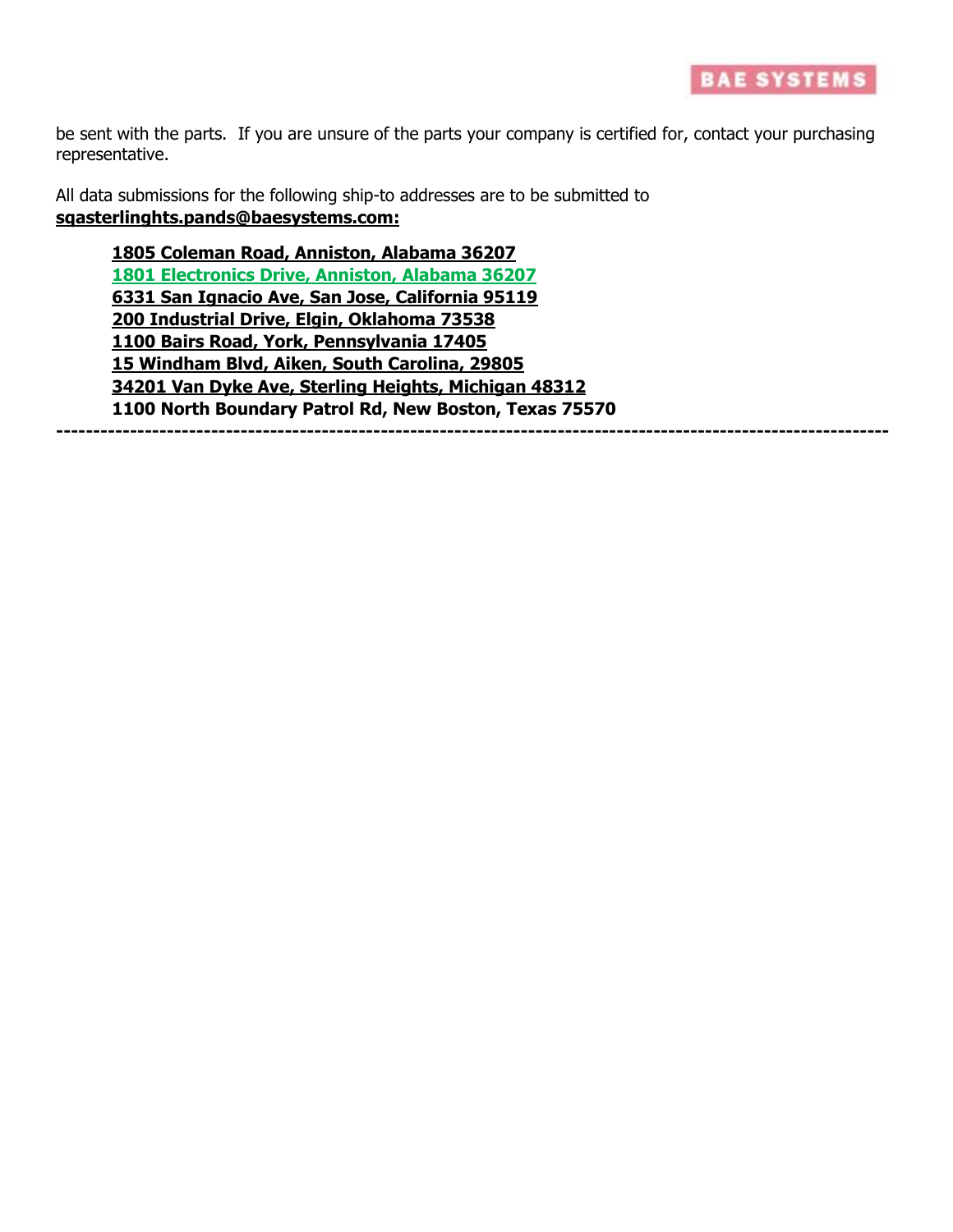be sent with the parts. If you are unsure of the parts your company is certified for, contact your purchasing representative.

All data submissions for the following ship-to addresses are to be submitted to **sqasterlinghts.pands@baesystems.com:**

**1805 Coleman Road, Anniston, Alabama 36207**
**1801 Electronics Drive, Anniston, Alabama 36207**
**6331 San Ignacio Ave, San Jose, California 95119**
**200 Industrial Drive, Elgin, Oklahoma 73538**
**1100 Bairs Road, York, Pennsylvania 17405**
**15 Windham Blvd, Aiken, South Carolina, 29805**
**34201 Van Dyke Ave, Sterling Heights, Michigan 48312**
**1100 North Boundary Patrol Rd, New Boston, Texas 75570**

---